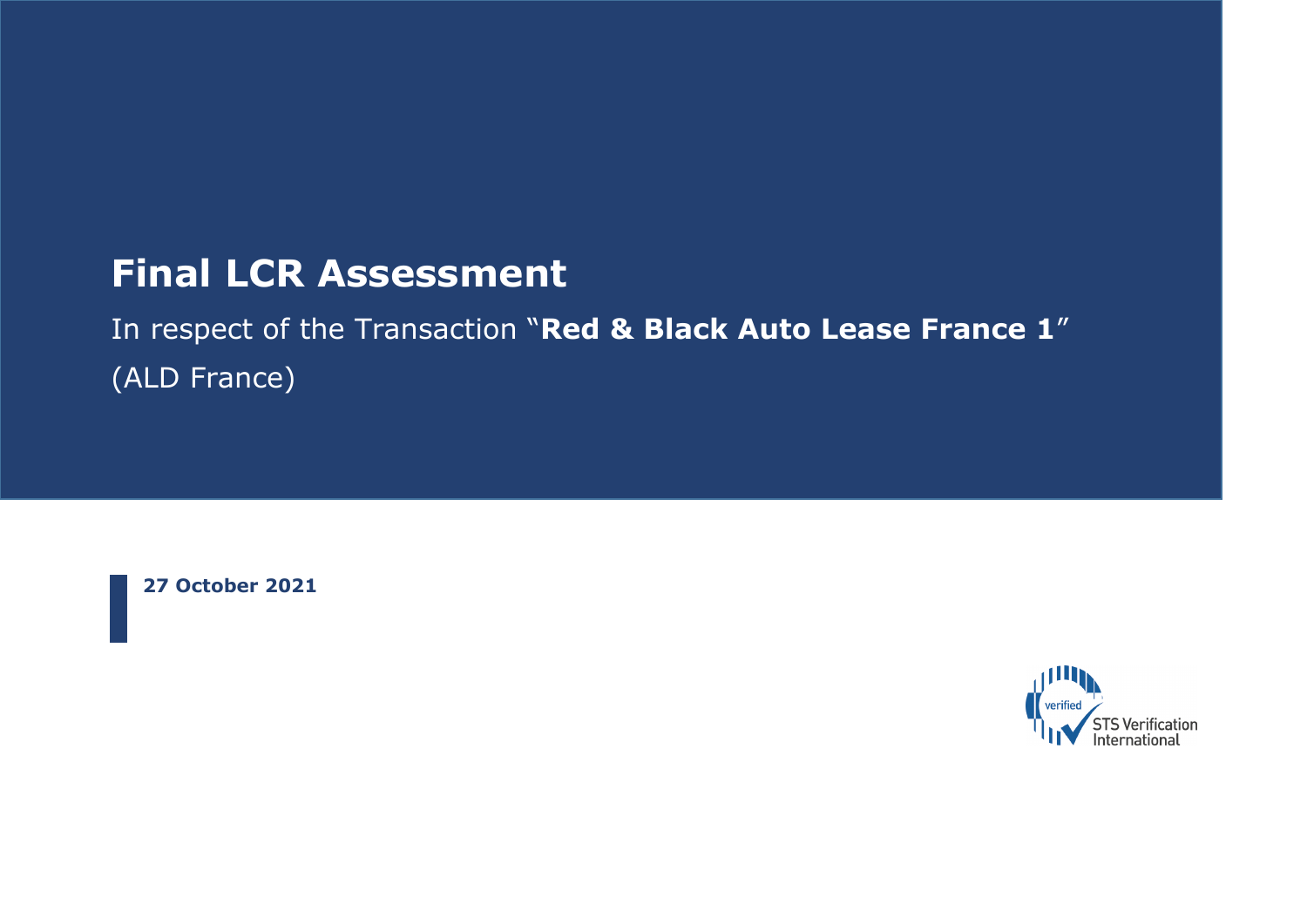# Final LCR Assessment

In respect of the Transaction "**Red & Black Auto Lease France 1**"
(ALD France)

**27 October 2021**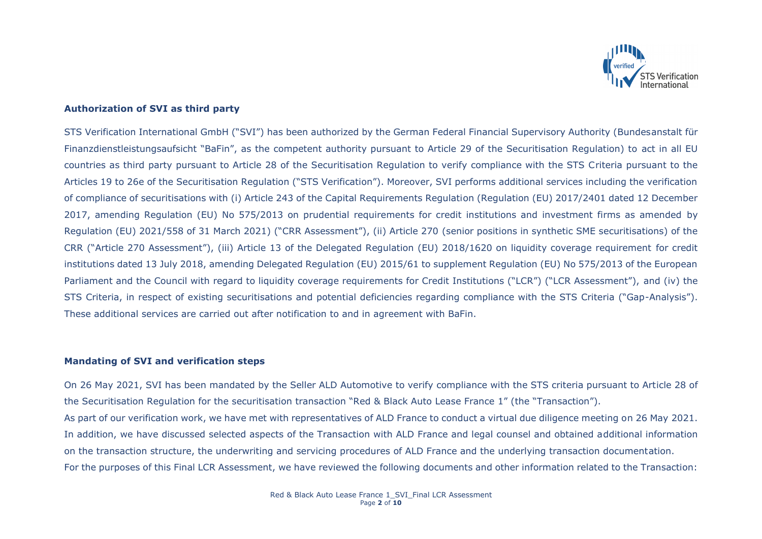### Authorization of SVI as third party

STS Verification International GmbH ("SVI") has been authorized by the German Federal Financial Supervisory Authority (Bundesanstalt für Finanzdienstleistungsaufsicht "BaFin", as the competent authority pursuant to Article 29 of the Securitisation Regulation) to act in all EU countries as third party pursuant to Article 28 of the Securitisation Regulation to verify compliance with the STS Criteria pursuant to the Articles 19 to 26e of the Securitisation Regulation ("STS Verification"). Moreover, SVI performs additional services including the verification of compliance of securitisations with (i) Article 243 of the Capital Requirements Regulation (Regulation (EU) 2017/2401 dated 12 December 2017, amending Regulation (EU) No 575/2013 on prudential requirements for credit institutions and investment firms as amended by Regulation (EU) 2021/558 of 31 March 2021) ("CRR Assessment"), (ii) Article 270 (senior positions in synthetic SME securitisations) of the CRR ("Article 270 Assessment"), (iii) Article 13 of the Delegated Regulation (EU) 2018/1620 on liquidity coverage requirement for credit institutions dated 13 July 2018, amending Delegated Regulation (EU) 2015/61 to supplement Regulation (EU) No 575/2013 of the European Parliament and the Council with regard to liquidity coverage requirements for Credit Institutions ("LCR") ("LCR Assessment"), and (iv) the STS Criteria, in respect of existing securitisations and potential deficiencies regarding compliance with the STS Criteria ("Gap-Analysis"). These additional services are carried out after notification to and in agreement with BaFin.

### Mandating of SVI and verification steps

On 26 May 2021, SVI has been mandated by the Seller ALD Automotive to verify compliance with the STS criteria pursuant to Article 28 of the Securitisation Regulation for the securitisation transaction "Red & Black Auto Lease France 1" (the "Transaction").

As part of our verification work, we have met with representatives of ALD France to conduct a virtual due diligence meeting on 26 May 2021. In addition, we have discussed selected aspects of the Transaction with ALD France and legal counsel and obtained additional information on the transaction structure, the underwriting and servicing procedures of ALD France and the underlying transaction documentation.

For the purposes of this Final LCR Assessment, we have reviewed the following documents and other information related to the Transaction: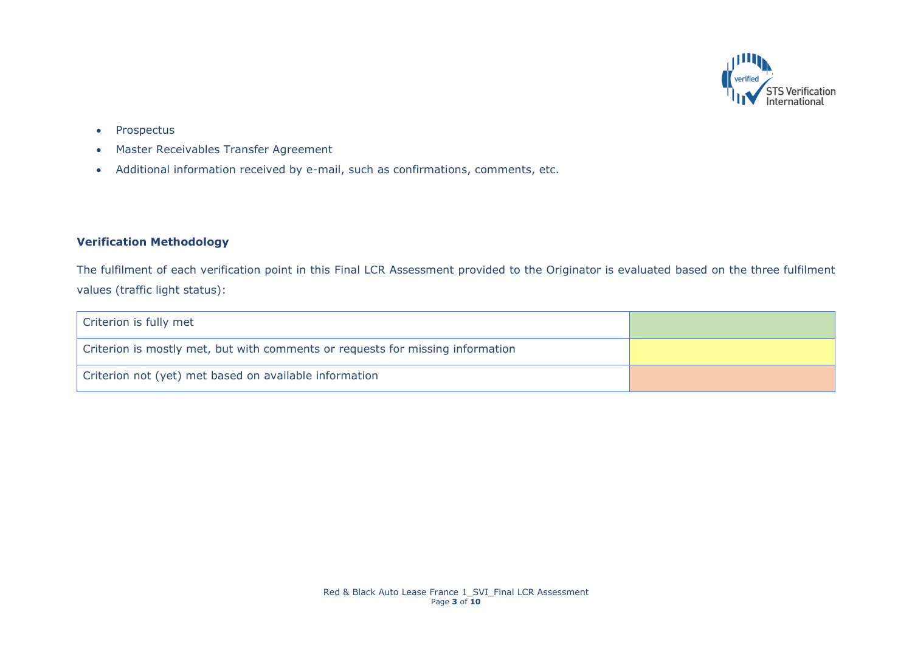- Prospectus
- Master Receivables Transfer Agreement
- Additional information received by e-mail, such as confirmations, comments, etc.

**Verification Methodology**

The fulfilment of each verification point in this Final LCR Assessment provided to the Originator is evaluated based on the three fulfilment values (traffic light status):

| Criterion | Status |
|---|---|
| Criterion is fully met | (green) |
| Criterion is mostly met, but with comments or requests for missing information | (yellow) |
| Criterion not (yet) met based on available information | (orange) |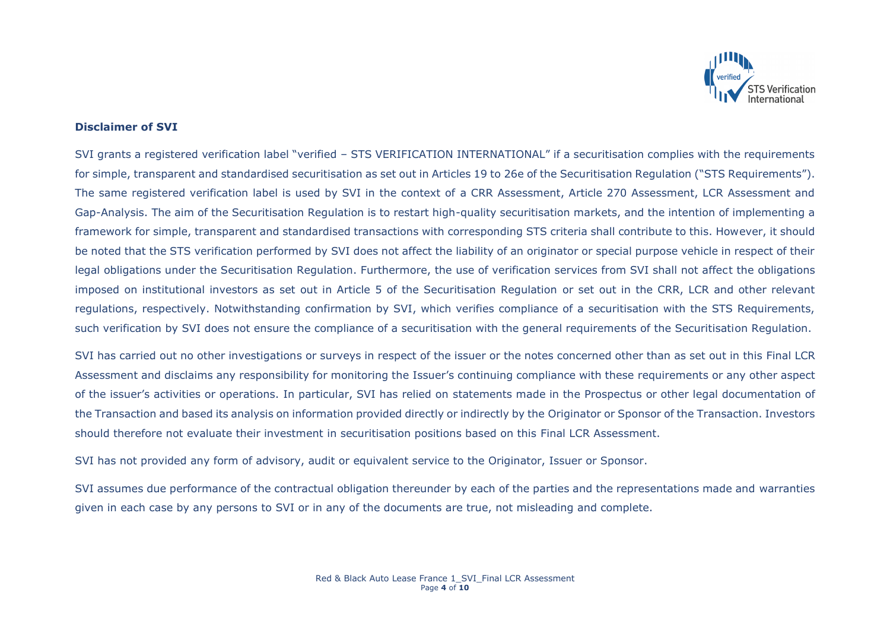**Disclaimer of SVI**

SVI grants a registered verification label "verified – STS VERIFICATION INTERNATIONAL" if a securitisation complies with the requirements for simple, transparent and standardised securitisation as set out in Articles 19 to 26e of the Securitisation Regulation ("STS Requirements"). The same registered verification label is used by SVI in the context of a CRR Assessment, Article 270 Assessment, LCR Assessment and Gap-Analysis. The aim of the Securitisation Regulation is to restart high-quality securitisation markets, and the intention of implementing a framework for simple, transparent and standardised transactions with corresponding STS criteria shall contribute to this. However, it should be noted that the STS verification performed by SVI does not affect the liability of an originator or special purpose vehicle in respect of their legal obligations under the Securitisation Regulation. Furthermore, the use of verification services from SVI shall not affect the obligations imposed on institutional investors as set out in Article 5 of the Securitisation Regulation or set out in the CRR, LCR and other relevant regulations, respectively. Notwithstanding confirmation by SVI, which verifies compliance of a securitisation with the STS Requirements, such verification by SVI does not ensure the compliance of a securitisation with the general requirements of the Securitisation Regulation.

SVI has carried out no other investigations or surveys in respect of the issuer or the notes concerned other than as set out in this Final LCR Assessment and disclaims any responsibility for monitoring the Issuer's continuing compliance with these requirements or any other aspect of the issuer's activities or operations. In particular, SVI has relied on statements made in the Prospectus or other legal documentation of the Transaction and based its analysis on information provided directly or indirectly by the Originator or Sponsor of the Transaction. Investors should therefore not evaluate their investment in securitisation positions based on this Final LCR Assessment.

SVI has not provided any form of advisory, audit or equivalent service to the Originator, Issuer or Sponsor.

SVI assumes due performance of the contractual obligation thereunder by each of the parties and the representations made and warranties given in each case by any persons to SVI or in any of the documents are true, not misleading and complete.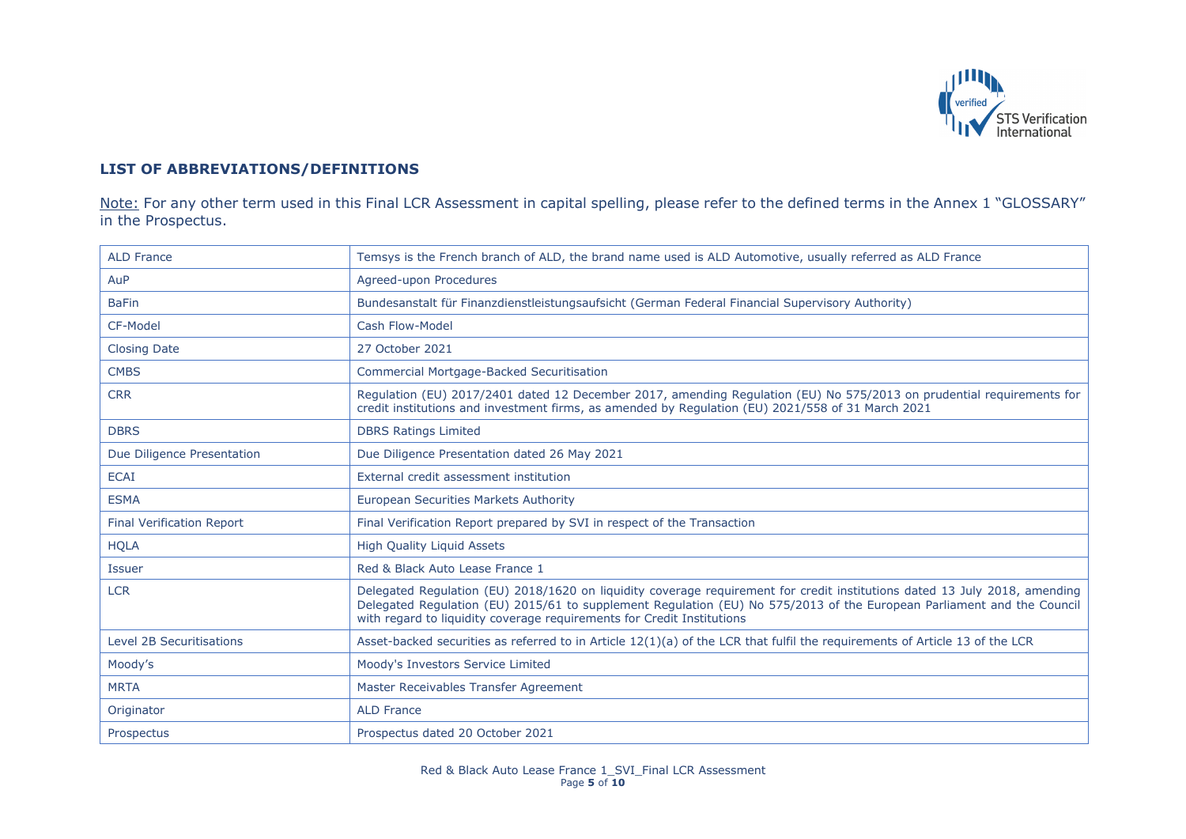## LIST OF ABBREVIATIONS/DEFINITIONS

Note: For any other term used in this Final LCR Assessment in capital spelling, please refer to the defined terms in the Annex 1 "GLOSSARY" in the Prospectus.

| | |
|---|---|
| ALD France | Temsys is the French branch of ALD, the brand name used is ALD Automotive, usually referred as ALD France |
| AuP | Agreed-upon Procedures |
| BaFin | Bundesanstalt für Finanzdienstleistungsaufsicht (German Federal Financial Supervisory Authority) |
| CF-Model | Cash Flow-Model |
| Closing Date | 27 October 2021 |
| CMBS | Commercial Mortgage-Backed Securitisation |
| CRR | Regulation (EU) 2017/2401 dated 12 December 2017, amending Regulation (EU) No 575/2013 on prudential requirements for credit institutions and investment firms, as amended by Regulation (EU) 2021/558 of 31 March 2021 |
| DBRS | DBRS Ratings Limited |
| Due Diligence Presentation | Due Diligence Presentation dated 26 May 2021 |
| ECAI | External credit assessment institution |
| ESMA | European Securities Markets Authority |
| Final Verification Report | Final Verification Report prepared by SVI in respect of the Transaction |
| HQLA | High Quality Liquid Assets |
| Issuer | Red & Black Auto Lease France 1 |
| LCR | Delegated Regulation (EU) 2018/1620 on liquidity coverage requirement for credit institutions dated 13 July 2018, amending Delegated Regulation (EU) 2015/61 to supplement Regulation (EU) No 575/2013 of the European Parliament and the Council with regard to liquidity coverage requirements for Credit Institutions |
| Level 2B Securitisations | Asset-backed securities as referred to in Article 12(1)(a) of the LCR that fulfil the requirements of Article 13 of the LCR |
| Moody's | Moody's Investors Service Limited |
| MRTA | Master Receivables Transfer Agreement |
| Originator | ALD France |
| Prospectus | Prospectus dated 20 October 2021 |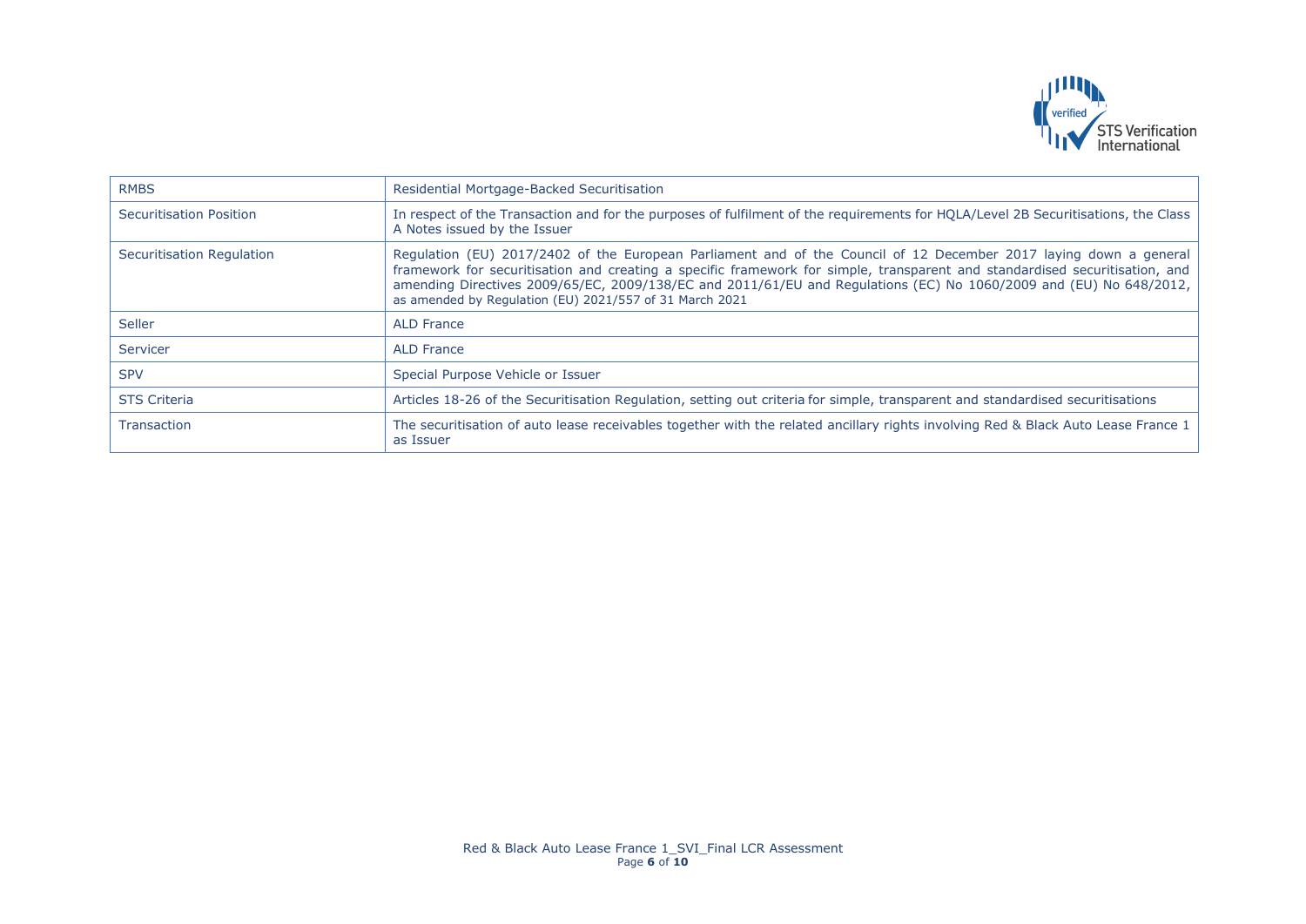| RMBS | Residential Mortgage-Backed Securitisation |
|---|---|
| Securitisation Position | In respect of the Transaction and for the purposes of fulfilment of the requirements for HQLA/Level 2B Securitisations, the Class A Notes issued by the Issuer |
| Securitisation Regulation | Regulation (EU) 2017/2402 of the European Parliament and of the Council of 12 December 2017 laying down a general framework for securitisation and creating a specific framework for simple, transparent and standardised securitisation, and amending Directives 2009/65/EC, 2009/138/EC and 2011/61/EU and Regulations (EC) No 1060/2009 and (EU) No 648/2012, as amended by Regulation (EU) 2021/557 of 31 March 2021 |
| Seller | ALD France |
| Servicer | ALD France |
| SPV | Special Purpose Vehicle or Issuer |
| STS Criteria | Articles 18-26 of the Securitisation Regulation, setting out criteria for simple, transparent and standardised securitisations |
| Transaction | The securitisation of auto lease receivables together with the related ancillary rights involving Red & Black Auto Lease France 1 as Issuer |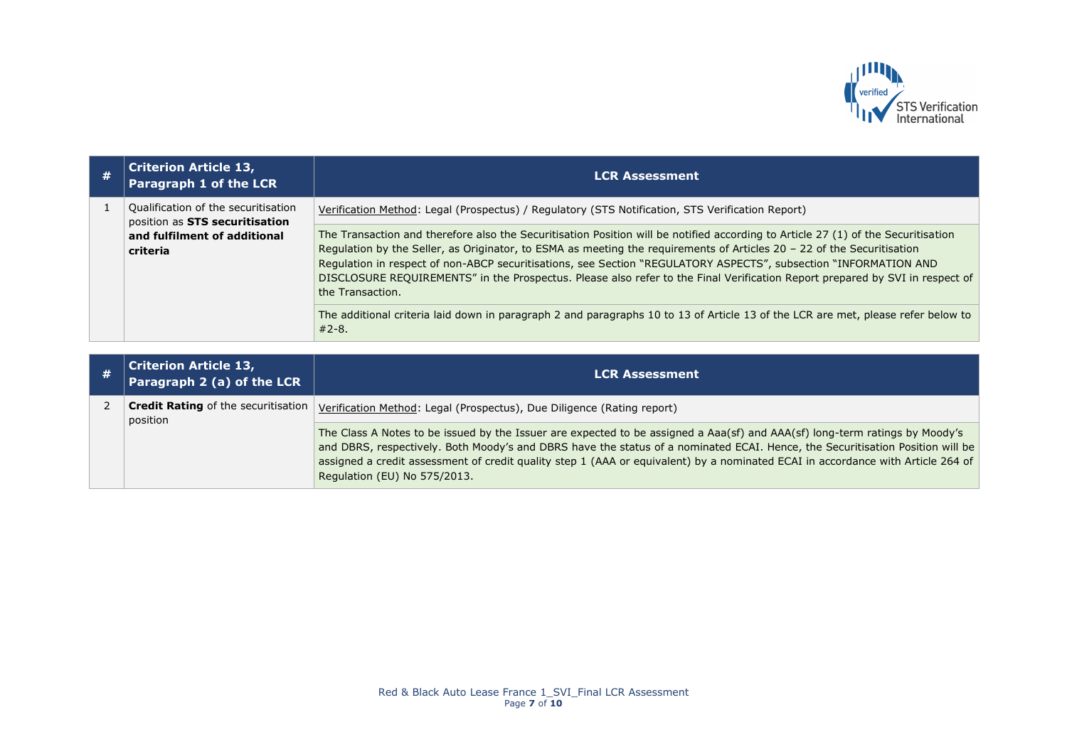| # | Criterion Article 13, Paragraph 1 of the LCR | LCR Assessment |
|---|---|---|
| 1 | Qualification of the securitisation position as **STS securitisation and fulfilment of additional criteria** | Verification Method: Legal (Prospectus) / Regulatory (STS Notification, STS Verification Report) |
| | | The Transaction and therefore also the Securitisation Position will be notified according to Article 27 (1) of the Securitisation Regulation by the Seller, as Originator, to ESMA as meeting the requirements of Articles 20 – 22 of the Securitisation Regulation in respect of non-ABCP securitisations, see Section "REGULATORY ASPECTS", subsection "INFORMATION AND DISCLOSURE REQUIREMENTS" in the Prospectus. Please also refer to the Final Verification Report prepared by SVI in respect of the Transaction. |
| | | The additional criteria laid down in paragraph 2 and paragraphs 10 to 13 of Article 13 of the LCR are met, please refer below to #2-8. |

| # | Criterion Article 13, Paragraph 2 (a) of the LCR | LCR Assessment |
|---|---|---|
| 2 | **Credit Rating** of the securitisation position | Verification Method: Legal (Prospectus), Due Diligence (Rating report) |
| | | The Class A Notes to be issued by the Issuer are expected to be assigned a Aaa(sf) and AAA(sf) long-term ratings by Moody's and DBRS, respectively. Both Moody's and DBRS have the status of a nominated ECAI. Hence, the Securitisation Position will be assigned a credit assessment of credit quality step 1 (AAA or equivalent) by a nominated ECAI in accordance with Article 264 of Regulation (EU) No 575/2013. |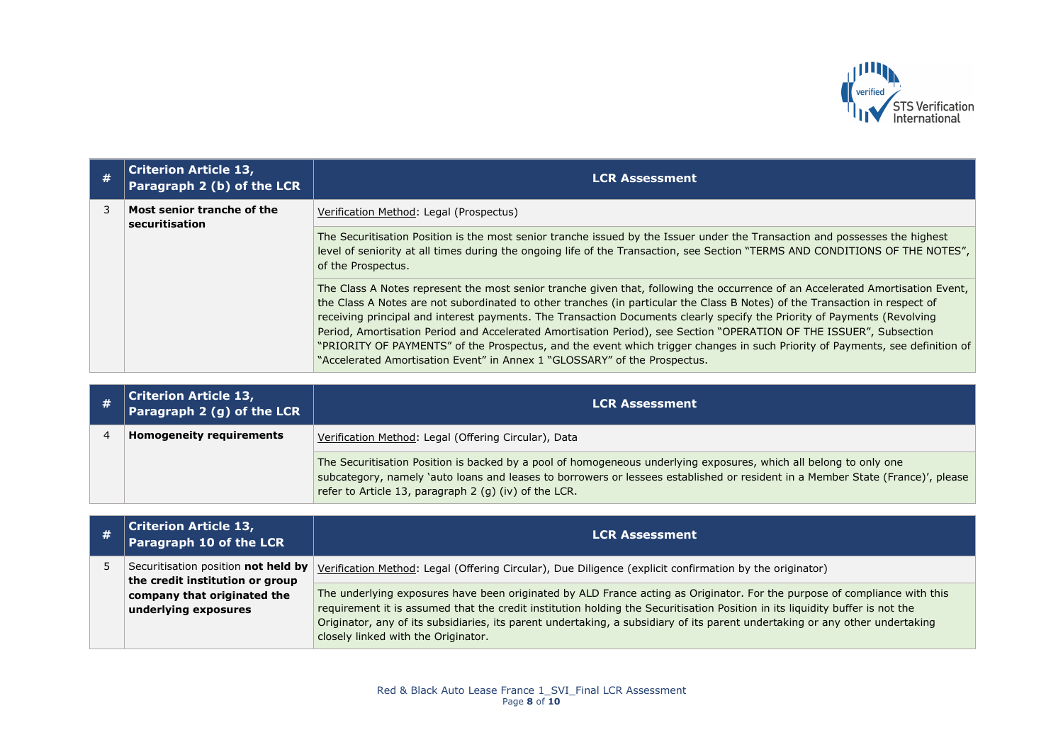| # | Criterion Article 13, Paragraph 2 (b) of the LCR | LCR Assessment |
|---|---|---|
| 3 | **Most senior tranche of the securitisation** | Verification Method: Legal (Prospectus) |
| | | The Securitisation Position is the most senior tranche issued by the Issuer under the Transaction and possesses the highest level of seniority at all times during the ongoing life of the Transaction, see Section "TERMS AND CONDITIONS OF THE NOTES", of the Prospectus. |
| | | The Class A Notes represent the most senior tranche given that, following the occurrence of an Accelerated Amortisation Event, the Class A Notes are not subordinated to other tranches (in particular the Class B Notes) of the Transaction in respect of receiving principal and interest payments. The Transaction Documents clearly specify the Priority of Payments (Revolving Period, Amortisation Period and Accelerated Amortisation Period), see Section "OPERATION OF THE ISSUER", Subsection "PRIORITY OF PAYMENTS" of the Prospectus, and the event which trigger changes in such Priority of Payments, see definition of "Accelerated Amortisation Event" in Annex 1 "GLOSSARY" of the Prospectus. |

| # | Criterion Article 13, Paragraph 2 (g) of the LCR | LCR Assessment |
|---|---|---|
| 4 | **Homogeneity requirements** | Verification Method: Legal (Offering Circular), Data |
| | | The Securitisation Position is backed by a pool of homogeneous underlying exposures, which all belong to only one subcategory, namely 'auto loans and leases to borrowers or lessees established or resident in a Member State (France)', please refer to Article 13, paragraph 2 (g) (iv) of the LCR. |

| # | Criterion Article 13, Paragraph 10 of the LCR | LCR Assessment |
|---|---|---|
| 5 | Securitisation position **not held by the credit institution or group company that originated the underlying exposures** | Verification Method: Legal (Offering Circular), Due Diligence (explicit confirmation by the originator) |
| | | The underlying exposures have been originated by ALD France acting as Originator. For the purpose of compliance with this requirement it is assumed that the credit institution holding the Securitisation Position in its liquidity buffer is not the Originator, any of its subsidiaries, its parent undertaking, a subsidiary of its parent undertaking or any other undertaking closely linked with the Originator. |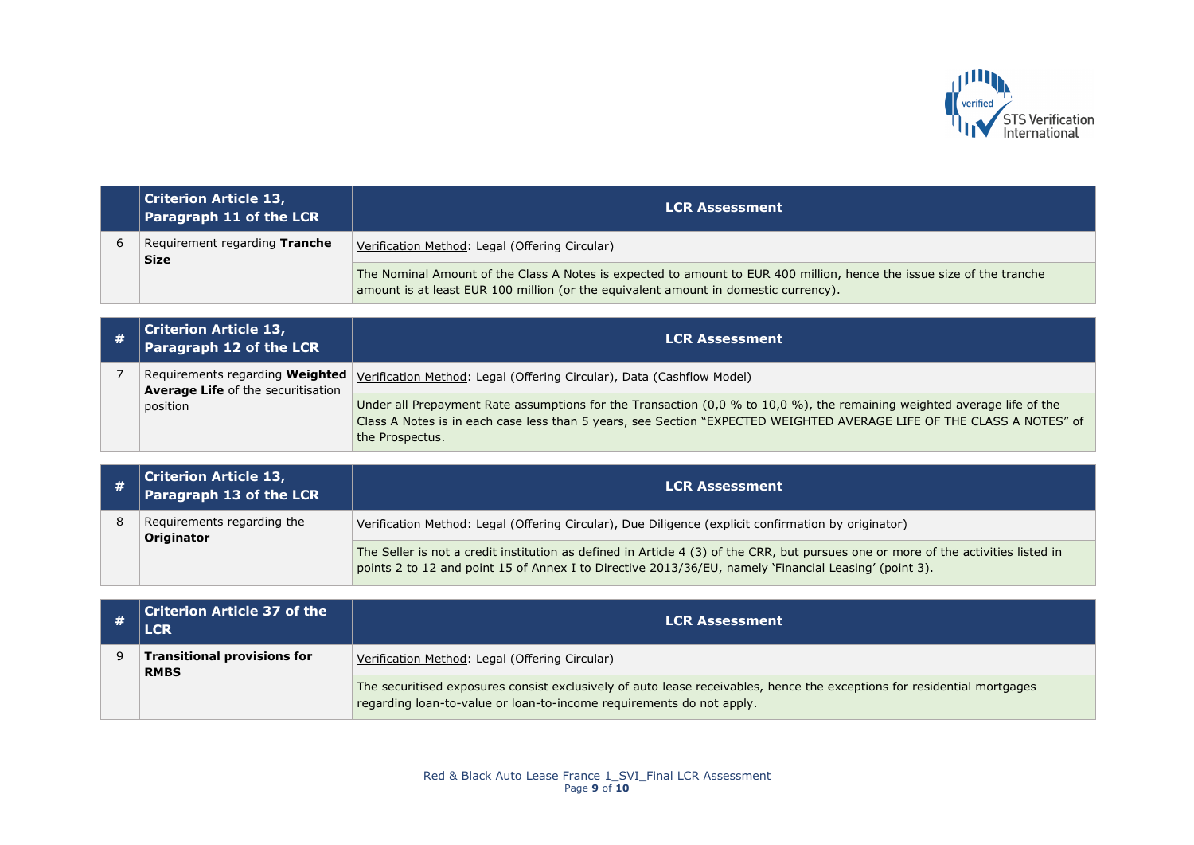| | Criterion Article 13, Paragraph 11 of the LCR | LCR Assessment |
|---|---|---|
| 6 | Requirement regarding **Tranche Size** | Verification Method: Legal (Offering Circular) |
| | | The Nominal Amount of the Class A Notes is expected to amount to EUR 400 million, hence the issue size of the tranche amount is at least EUR 100 million (or the equivalent amount in domestic currency). |

| # | Criterion Article 13, Paragraph 12 of the LCR | LCR Assessment |
|---|---|---|
| 7 | Requirements regarding **Weighted Average Life** of the securitisation position | Verification Method: Legal (Offering Circular), Data (Cashflow Model) |
| | | Under all Prepayment Rate assumptions for the Transaction (0,0 % to 10,0 %), the remaining weighted average life of the Class A Notes is in each case less than 5 years, see Section "EXPECTED WEIGHTED AVERAGE LIFE OF THE CLASS A NOTES" of the Prospectus. |

| # | Criterion Article 13, Paragraph 13 of the LCR | LCR Assessment |
|---|---|---|
| 8 | Requirements regarding the **Originator** | Verification Method: Legal (Offering Circular), Due Diligence (explicit confirmation by originator) |
| | | The Seller is not a credit institution as defined in Article 4 (3) of the CRR, but pursues one or more of the activities listed in points 2 to 12 and point 15 of Annex I to Directive 2013/36/EU, namely 'Financial Leasing' (point 3). |

| # | Criterion Article 37 of the LCR | LCR Assessment |
|---|---|---|
| 9 | **Transitional provisions for RMBS** | Verification Method: Legal (Offering Circular) |
| | | The securitised exposures consist exclusively of auto lease receivables, hence the exceptions for residential mortgages regarding loan-to-value or loan-to-income requirements do not apply. |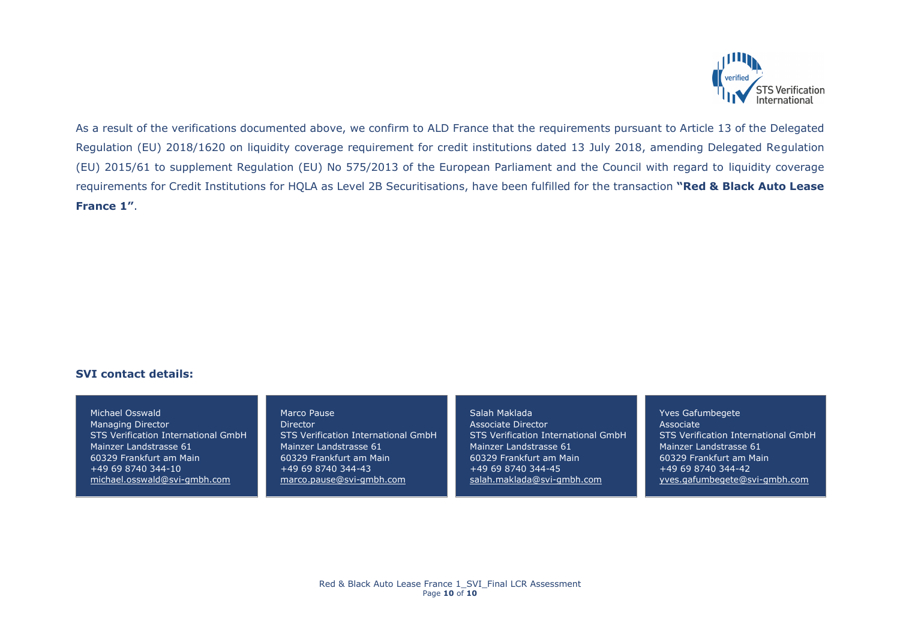As a result of the verifications documented above, we confirm to ALD France that the requirements pursuant to Article 13 of the Delegated Regulation (EU) 2018/1620 on liquidity coverage requirement for credit institutions dated 13 July 2018, amending Delegated Regulation (EU) 2015/61 to supplement Regulation (EU) No 575/2013 of the European Parliament and the Council with regard to liquidity coverage requirements for Credit Institutions for HQLA as Level 2B Securitisations, have been fulfilled for the transaction **"Red & Black Auto Lease France 1"**.

**SVI contact details:**

| | | | |
|---|---|---|---|
| Michael Osswald<br>Managing Director<br>STS Verification International GmbH<br>Mainzer Landstrasse 61<br>60329 Frankfurt am Main<br>+49 69 8740 344-10<br>michael.osswald@svi-gmbh.com | Marco Pause<br>Director<br>STS Verification International GmbH<br>Mainzer Landstrasse 61<br>60329 Frankfurt am Main<br>+49 69 8740 344-43<br>marco.pause@svi-gmbh.com | Salah Maklada<br>Associate Director<br>STS Verification International GmbH<br>Mainzer Landstrasse 61<br>60329 Frankfurt am Main<br>+49 69 8740 344-45<br>salah.maklada@svi-gmbh.com | Yves Gafumbegete<br>Associate<br>STS Verification International GmbH<br>Mainzer Landstrasse 61<br>60329 Frankfurt am Main<br>+49 69 8740 344-42<br>yves.gafumbegete@svi-gmbh.com |